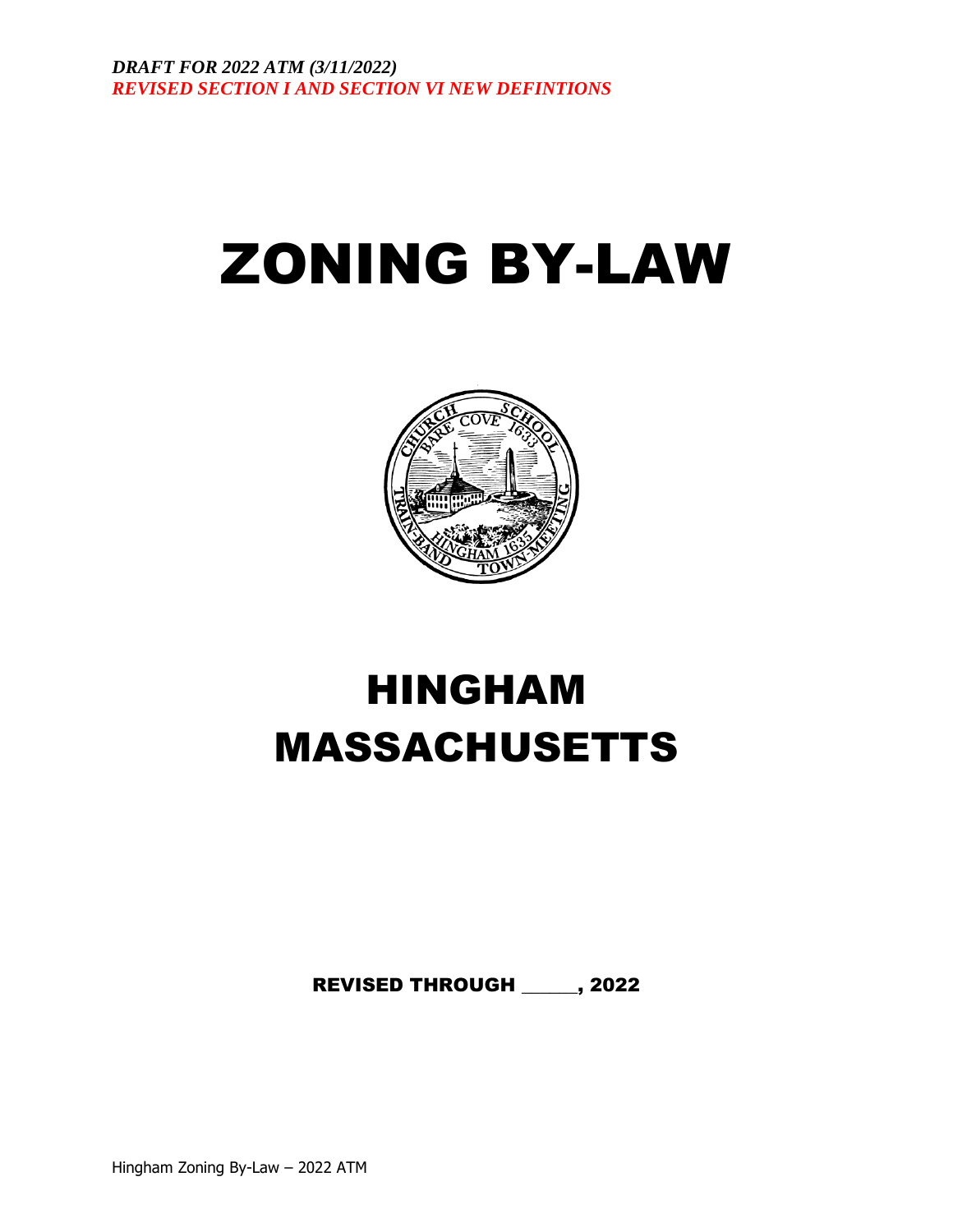***DRAFT FOR 2022 ATM (3/11/2022)***
***REVISED SECTION I AND SECTION VI NEW DEFINTIONS***

# ZONING BY-LAW

# HINGHAM MASSACHUSETTS

**REVISED THROUGH \_\_\_\_\_\_, 2022**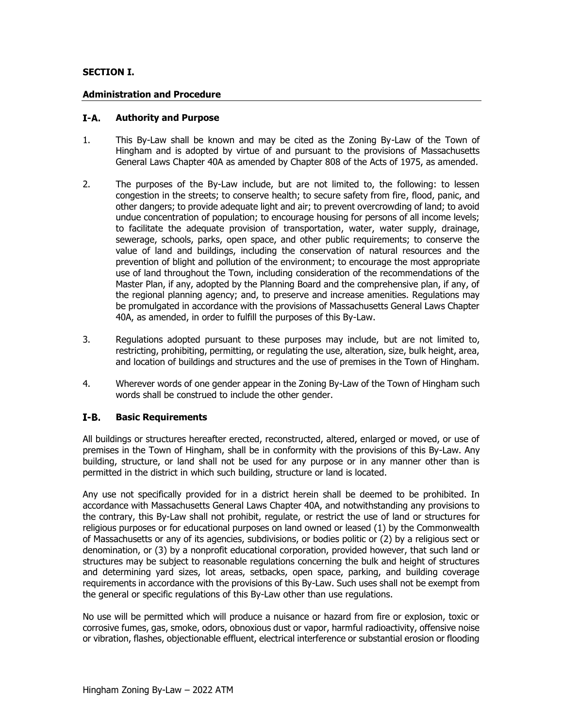## SECTION I.

### Administration and Procedure

### I-A. Authority and Purpose

1. This By-Law shall be known and may be cited as the Zoning By-Law of the Town of Hingham and is adopted by virtue of and pursuant to the provisions of Massachusetts General Laws Chapter 40A as amended by Chapter 808 of the Acts of 1975, as amended.

2. The purposes of the By-Law include, but are not limited to, the following: to lessen congestion in the streets; to conserve health; to secure safety from fire, flood, panic, and other dangers; to provide adequate light and air; to prevent overcrowding of land; to avoid undue concentration of population; to encourage housing for persons of all income levels; to facilitate the adequate provision of transportation, water, water supply, drainage, sewerage, schools, parks, open space, and other public requirements; to conserve the value of land and buildings, including the conservation of natural resources and the prevention of blight and pollution of the environment; to encourage the most appropriate use of land throughout the Town, including consideration of the recommendations of the Master Plan, if any, adopted by the Planning Board and the comprehensive plan, if any, of the regional planning agency; and, to preserve and increase amenities. Regulations may be promulgated in accordance with the provisions of Massachusetts General Laws Chapter 40A, as amended, in order to fulfill the purposes of this By-Law.

3. Regulations adopted pursuant to these purposes may include, but are not limited to, restricting, prohibiting, permitting, or regulating the use, alteration, size, bulk height, area, and location of buildings and structures and the use of premises in the Town of Hingham.

4. Wherever words of one gender appear in the Zoning By-Law of the Town of Hingham such words shall be construed to include the other gender.

### I-B. Basic Requirements

All buildings or structures hereafter erected, reconstructed, altered, enlarged or moved, or use of premises in the Town of Hingham, shall be in conformity with the provisions of this By-Law. Any building, structure, or land shall not be used for any purpose or in any manner other than is permitted in the district in which such building, structure or land is located.

Any use not specifically provided for in a district herein shall be deemed to be prohibited. In accordance with Massachusetts General Laws Chapter 40A, and notwithstanding any provisions to the contrary, this By-Law shall not prohibit, regulate, or restrict the use of land or structures for religious purposes or for educational purposes on land owned or leased (1) by the Commonwealth of Massachusetts or any of its agencies, subdivisions, or bodies politic or (2) by a religious sect or denomination, or (3) by a nonprofit educational corporation, provided however, that such land or structures may be subject to reasonable regulations concerning the bulk and height of structures and determining yard sizes, lot areas, setbacks, open space, parking, and building coverage requirements in accordance with the provisions of this By-Law. Such uses shall not be exempt from the general or specific regulations of this By-Law other than use regulations.

No use will be permitted which will produce a nuisance or hazard from fire or explosion, toxic or corrosive fumes, gas, smoke, odors, obnoxious dust or vapor, harmful radioactivity, offensive noise or vibration, flashes, objectionable effluent, electrical interference or substantial erosion or flooding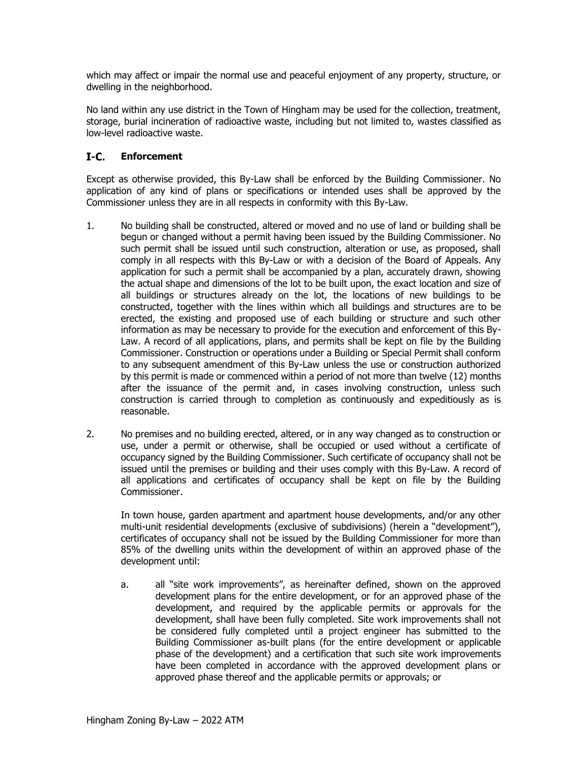which may affect or impair the normal use and peaceful enjoyment of any property, structure, or dwelling in the neighborhood.

No land within any use district in the Town of Hingham may be used for the collection, treatment, storage, burial incineration of radioactive waste, including but not limited to, wastes classified as low-level radioactive waste.

## I-C. Enforcement

Except as otherwise provided, this By-Law shall be enforced by the Building Commissioner. No application of any kind of plans or specifications or intended uses shall be approved by the Commissioner unless they are in all respects in conformity with this By-Law.

1. No building shall be constructed, altered or moved and no use of land or building shall be begun or changed without a permit having been issued by the Building Commissioner. No such permit shall be issued until such construction, alteration or use, as proposed, shall comply in all respects with this By-Law or with a decision of the Board of Appeals. Any application for such a permit shall be accompanied by a plan, accurately drawn, showing the actual shape and dimensions of the lot to be built upon, the exact location and size of all buildings or structures already on the lot, the locations of new buildings to be constructed, together with the lines within which all buildings and structures are to be erected, the existing and proposed use of each building or structure and such other information as may be necessary to provide for the execution and enforcement of this By-Law. A record of all applications, plans, and permits shall be kept on file by the Building Commissioner. Construction or operations under a Building or Special Permit shall conform to any subsequent amendment of this By-Law unless the use or construction authorized by this permit is made or commenced within a period of not more than twelve (12) months after the issuance of the permit and, in cases involving construction, unless such construction is carried through to completion as continuously and expeditiously as is reasonable.

2. No premises and no building erected, altered, or in any way changed as to construction or use, under a permit or otherwise, shall be occupied or used without a certificate of occupancy signed by the Building Commissioner. Such certificate of occupancy shall not be issued until the premises or building and their uses comply with this By-Law. A record of all applications and certificates of occupancy shall be kept on file by the Building Commissioner.

   In town house, garden apartment and apartment house developments, and/or any other multi-unit residential developments (exclusive of subdivisions) (herein a "development"), certificates of occupancy shall not be issued by the Building Commissioner for more than 85% of the dwelling units within the development of within an approved phase of the development until:

   a. all "site work improvements", as hereinafter defined, shown on the approved development plans for the entire development, or for an approved phase of the development, and required by the applicable permits or approvals for the development, shall have been fully completed. Site work improvements shall not be considered fully completed until a project engineer has submitted to the Building Commissioner as-built plans (for the entire development or applicable phase of the development) and a certification that such site work improvements have been completed in accordance with the approved development plans or approved phase thereof and the applicable permits or approvals; or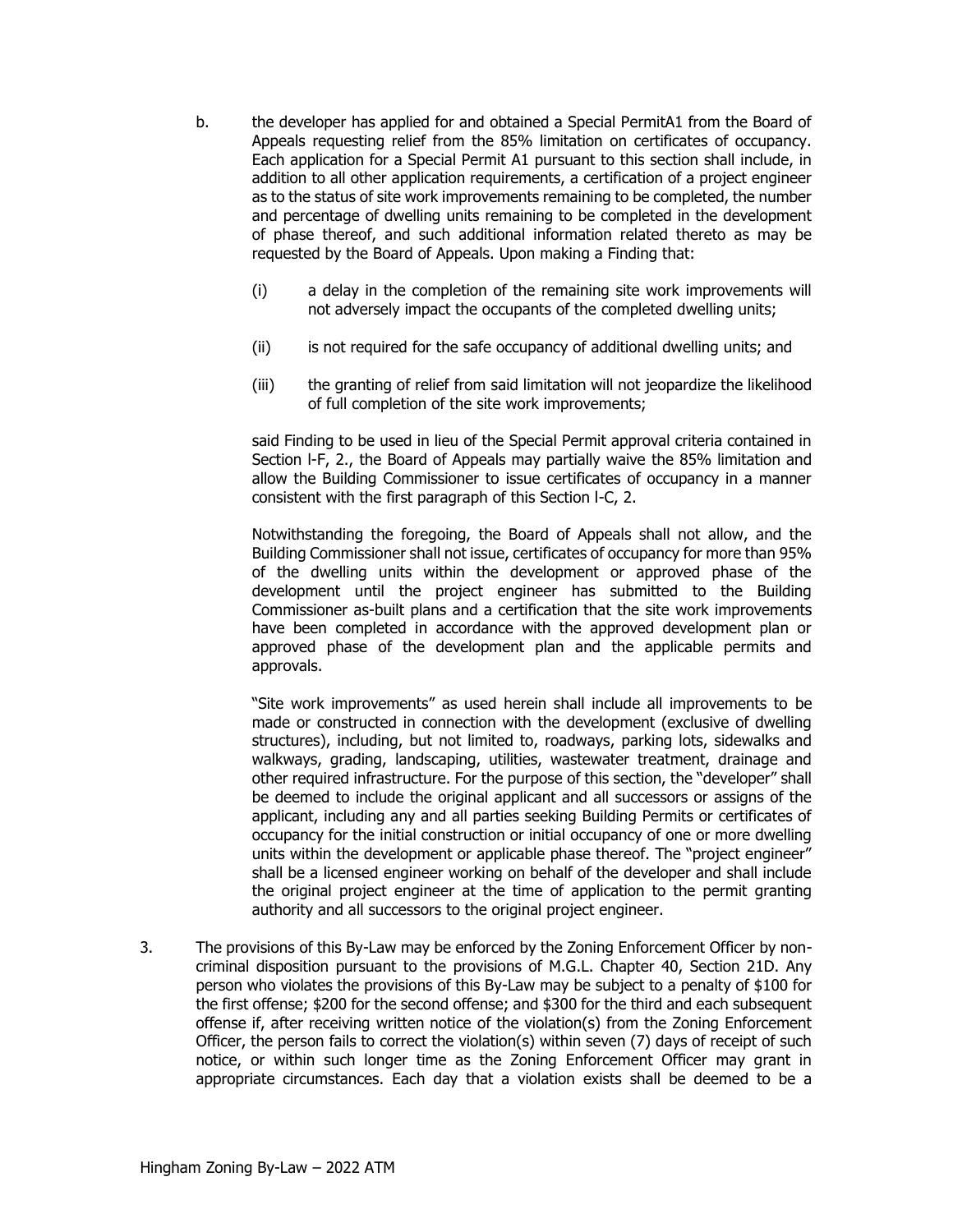b. the developer has applied for and obtained a Special PermitA1 from the Board of Appeals requesting relief from the 85% limitation on certificates of occupancy. Each application for a Special Permit A1 pursuant to this section shall include, in addition to all other application requirements, a certification of a project engineer as to the status of site work improvements remaining to be completed, the number and percentage of dwelling units remaining to be completed in the development of phase thereof, and such additional information related thereto as may be requested by the Board of Appeals. Upon making a Finding that:

   (i) a delay in the completion of the remaining site work improvements will not adversely impact the occupants of the completed dwelling units;

   (ii) is not required for the safe occupancy of additional dwelling units; and

   (iii) the granting of relief from said limitation will not jeopardize the likelihood of full completion of the site work improvements;

   said Finding to be used in lieu of the Special Permit approval criteria contained in Section I-F, 2., the Board of Appeals may partially waive the 85% limitation and allow the Building Commissioner to issue certificates of occupancy in a manner consistent with the first paragraph of this Section I-C, 2.

   Notwithstanding the foregoing, the Board of Appeals shall not allow, and the Building Commissioner shall not issue, certificates of occupancy for more than 95% of the dwelling units within the development or approved phase of the development until the project engineer has submitted to the Building Commissioner as-built plans and a certification that the site work improvements have been completed in accordance with the approved development plan or approved phase of the development plan and the applicable permits and approvals.

   "Site work improvements" as used herein shall include all improvements to be made or constructed in connection with the development (exclusive of dwelling structures), including, but not limited to, roadways, parking lots, sidewalks and walkways, grading, landscaping, utilities, wastewater treatment, drainage and other required infrastructure. For the purpose of this section, the "developer" shall be deemed to include the original applicant and all successors or assigns of the applicant, including any and all parties seeking Building Permits or certificates of occupancy for the initial construction or initial occupancy of one or more dwelling units within the development or applicable phase thereof. The "project engineer" shall be a licensed engineer working on behalf of the developer and shall include the original project engineer at the time of application to the permit granting authority and all successors to the original project engineer.

3. The provisions of this By-Law may be enforced by the Zoning Enforcement Officer by non-criminal disposition pursuant to the provisions of M.G.L. Chapter 40, Section 21D. Any person who violates the provisions of this By-Law may be subject to a penalty of $100 for the first offense; $200 for the second offense; and $300 for the third and each subsequent offense if, after receiving written notice of the violation(s) from the Zoning Enforcement Officer, the person fails to correct the violation(s) within seven (7) days of receipt of such notice, or within such longer time as the Zoning Enforcement Officer may grant in appropriate circumstances. Each day that a violation exists shall be deemed to be a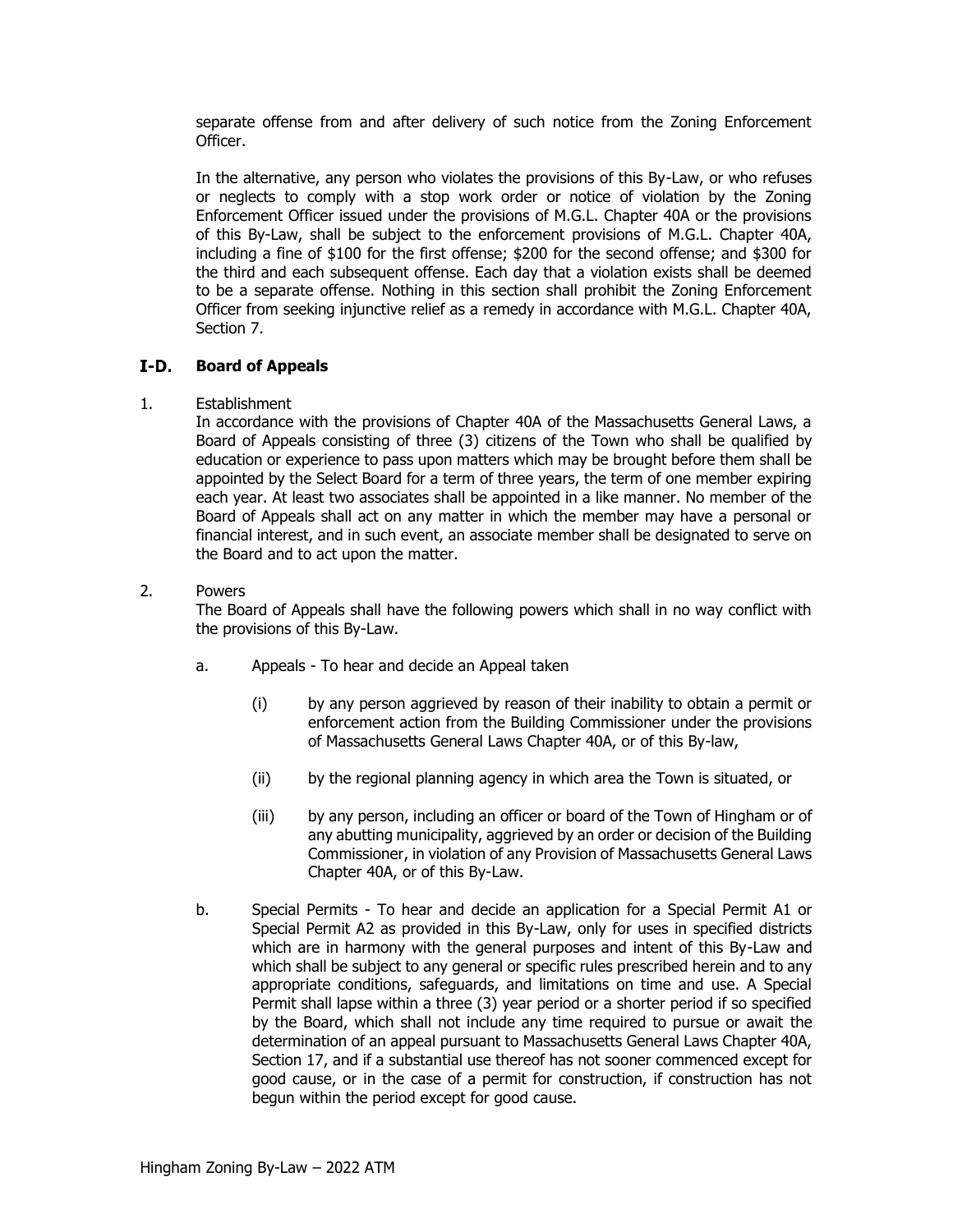separate offense from and after delivery of such notice from the Zoning Enforcement Officer.

In the alternative, any person who violates the provisions of this By-Law, or who refuses or neglects to comply with a stop work order or notice of violation by the Zoning Enforcement Officer issued under the provisions of M.G.L. Chapter 40A or the provisions of this By-Law, shall be subject to the enforcement provisions of M.G.L. Chapter 40A, including a fine of $100 for the first offense; $200 for the second offense; and $300 for the third and each subsequent offense. Each day that a violation exists shall be deemed to be a separate offense. Nothing in this section shall prohibit the Zoning Enforcement Officer from seeking injunctive relief as a remedy in accordance with M.G.L. Chapter 40A, Section 7.

## I-D. Board of Appeals

1. Establishment

   In accordance with the provisions of Chapter 40A of the Massachusetts General Laws, a Board of Appeals consisting of three (3) citizens of the Town who shall be qualified by education or experience to pass upon matters which may be brought before them shall be appointed by the Select Board for a term of three years, the term of one member expiring each year. At least two associates shall be appointed in a like manner. No member of the Board of Appeals shall act on any matter in which the member may have a personal or financial interest, and in such event, an associate member shall be designated to serve on the Board and to act upon the matter.

2. Powers

   The Board of Appeals shall have the following powers which shall in no way conflict with the provisions of this By-Law.

   a. Appeals - To hear and decide an Appeal taken

      (i) by any person aggrieved by reason of their inability to obtain a permit or enforcement action from the Building Commissioner under the provisions of Massachusetts General Laws Chapter 40A, or of this By-law,

      (ii) by the regional planning agency in which area the Town is situated, or

      (iii) by any person, including an officer or board of the Town of Hingham or of any abutting municipality, aggrieved by an order or decision of the Building Commissioner, in violation of any Provision of Massachusetts General Laws Chapter 40A, or of this By-Law.

   b. Special Permits - To hear and decide an application for a Special Permit A1 or Special Permit A2 as provided in this By-Law, only for uses in specified districts which are in harmony with the general purposes and intent of this By-Law and which shall be subject to any general or specific rules prescribed herein and to any appropriate conditions, safeguards, and limitations on time and use. A Special Permit shall lapse within a three (3) year period or a shorter period if so specified by the Board, which shall not include any time required to pursue or await the determination of an appeal pursuant to Massachusetts General Laws Chapter 40A, Section 17, and if a substantial use thereof has not sooner commenced except for good cause, or in the case of a permit for construction, if construction has not begun within the period except for good cause.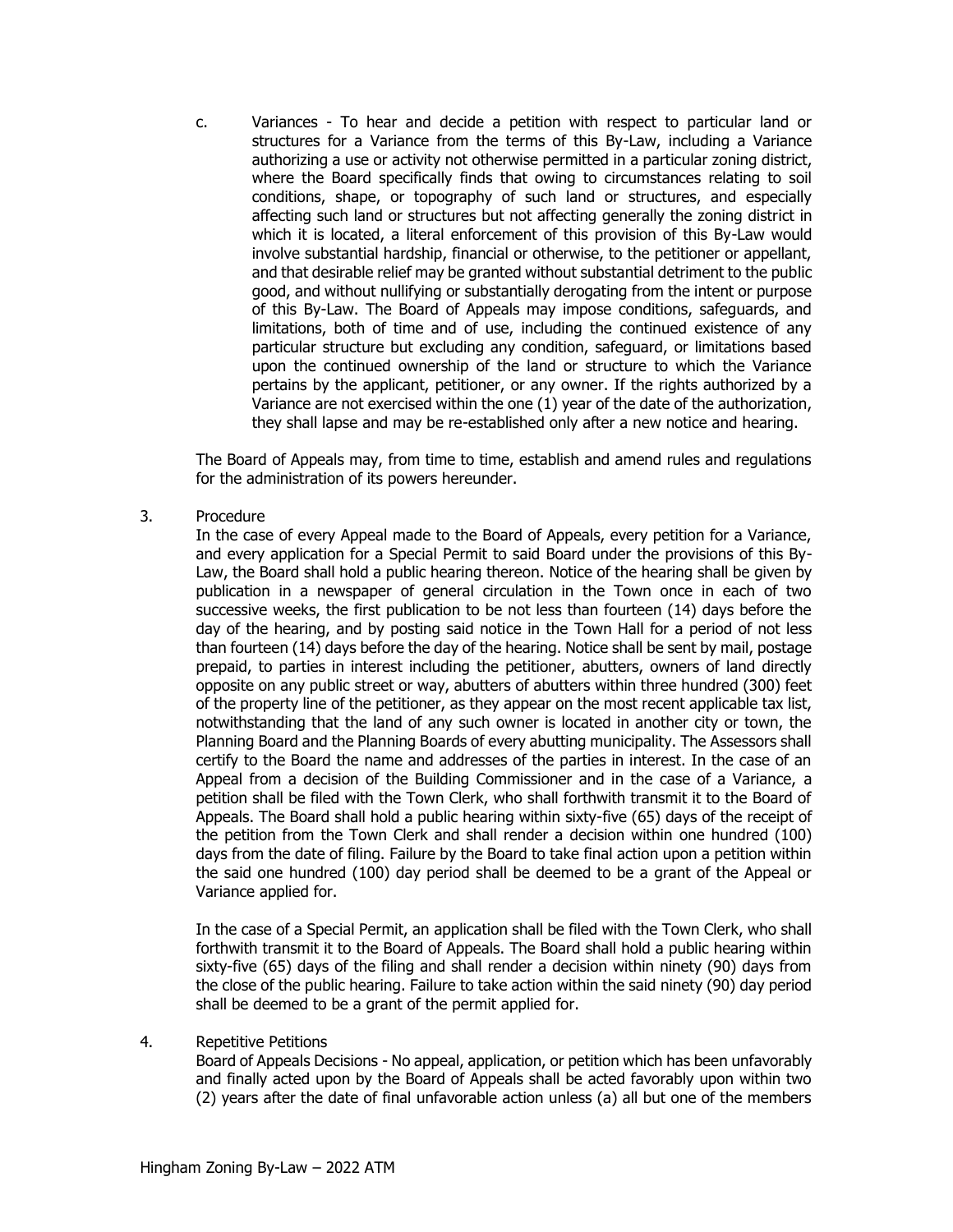c. Variances - To hear and decide a petition with respect to particular land or structures for a Variance from the terms of this By-Law, including a Variance authorizing a use or activity not otherwise permitted in a particular zoning district, where the Board specifically finds that owing to circumstances relating to soil conditions, shape, or topography of such land or structures, and especially affecting such land or structures but not affecting generally the zoning district in which it is located, a literal enforcement of this provision of this By-Law would involve substantial hardship, financial or otherwise, to the petitioner or appellant, and that desirable relief may be granted without substantial detriment to the public good, and without nullifying or substantially derogating from the intent or purpose of this By-Law. The Board of Appeals may impose conditions, safeguards, and limitations, both of time and of use, including the continued existence of any particular structure but excluding any condition, safeguard, or limitations based upon the continued ownership of the land or structure to which the Variance pertains by the applicant, petitioner, or any owner. If the rights authorized by a Variance are not exercised within the one (1) year of the date of the authorization, they shall lapse and may be re-established only after a new notice and hearing.

The Board of Appeals may, from time to time, establish and amend rules and regulations for the administration of its powers hereunder.

3. Procedure

In the case of every Appeal made to the Board of Appeals, every petition for a Variance, and every application for a Special Permit to said Board under the provisions of this By-Law, the Board shall hold a public hearing thereon. Notice of the hearing shall be given by publication in a newspaper of general circulation in the Town once in each of two successive weeks, the first publication to be not less than fourteen (14) days before the day of the hearing, and by posting said notice in the Town Hall for a period of not less than fourteen (14) days before the day of the hearing. Notice shall be sent by mail, postage prepaid, to parties in interest including the petitioner, abutters, owners of land directly opposite on any public street or way, abutters of abutters within three hundred (300) feet of the property line of the petitioner, as they appear on the most recent applicable tax list, notwithstanding that the land of any such owner is located in another city or town, the Planning Board and the Planning Boards of every abutting municipality. The Assessors shall certify to the Board the name and addresses of the parties in interest. In the case of an Appeal from a decision of the Building Commissioner and in the case of a Variance, a petition shall be filed with the Town Clerk, who shall forthwith transmit it to the Board of Appeals. The Board shall hold a public hearing within sixty-five (65) days of the receipt of the petition from the Town Clerk and shall render a decision within one hundred (100) days from the date of filing. Failure by the Board to take final action upon a petition within the said one hundred (100) day period shall be deemed to be a grant of the Appeal or Variance applied for.

In the case of a Special Permit, an application shall be filed with the Town Clerk, who shall forthwith transmit it to the Board of Appeals. The Board shall hold a public hearing within sixty-five (65) days of the filing and shall render a decision within ninety (90) days from the close of the public hearing. Failure to take action within the said ninety (90) day period shall be deemed to be a grant of the permit applied for.

4. Repetitive Petitions

Board of Appeals Decisions - No appeal, application, or petition which has been unfavorably and finally acted upon by the Board of Appeals shall be acted favorably upon within two (2) years after the date of final unfavorable action unless (a) all but one of the members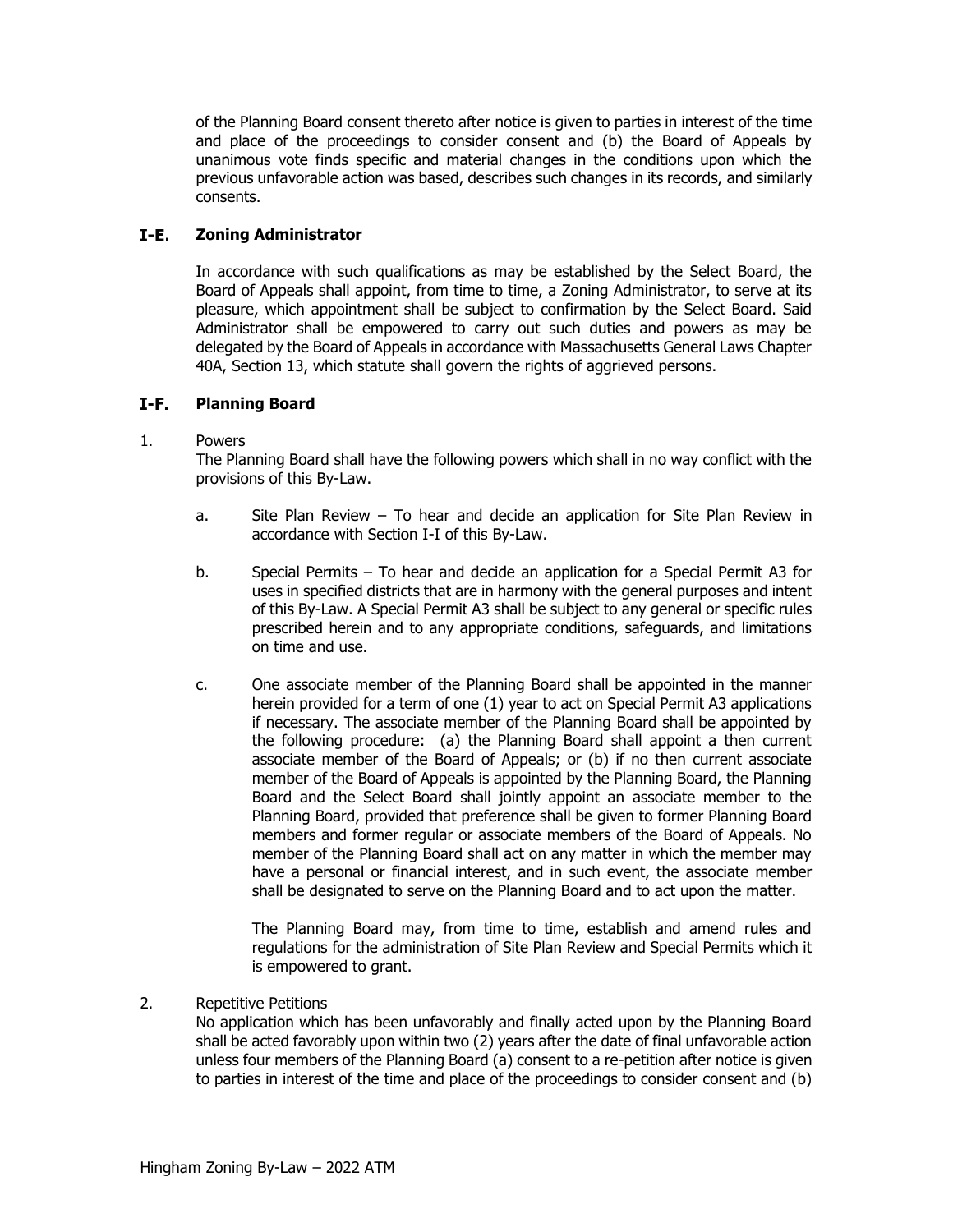of the Planning Board consent thereto after notice is given to parties in interest of the time and place of the proceedings to consider consent and (b) the Board of Appeals by unanimous vote finds specific and material changes in the conditions upon which the previous unfavorable action was based, describes such changes in its records, and similarly consents.

## I-E. Zoning Administrator

In accordance with such qualifications as may be established by the Select Board, the Board of Appeals shall appoint, from time to time, a Zoning Administrator, to serve at its pleasure, which appointment shall be subject to confirmation by the Select Board. Said Administrator shall be empowered to carry out such duties and powers as may be delegated by the Board of Appeals in accordance with Massachusetts General Laws Chapter 40A, Section 13, which statute shall govern the rights of aggrieved persons.

## I-F. Planning Board

1. Powers

   The Planning Board shall have the following powers which shall in no way conflict with the provisions of this By-Law.

   a. Site Plan Review – To hear and decide an application for Site Plan Review in accordance with Section I-I of this By-Law.

   b. Special Permits – To hear and decide an application for a Special Permit A3 for uses in specified districts that are in harmony with the general purposes and intent of this By-Law. A Special Permit A3 shall be subject to any general or specific rules prescribed herein and to any appropriate conditions, safeguards, and limitations on time and use.

   c. One associate member of the Planning Board shall be appointed in the manner herein provided for a term of one (1) year to act on Special Permit A3 applications if necessary. The associate member of the Planning Board shall be appointed by the following procedure: (a) the Planning Board shall appoint a then current associate member of the Board of Appeals; or (b) if no then current associate member of the Board of Appeals is appointed by the Planning Board, the Planning Board and the Select Board shall jointly appoint an associate member to the Planning Board, provided that preference shall be given to former Planning Board members and former regular or associate members of the Board of Appeals. No member of the Planning Board shall act on any matter in which the member may have a personal or financial interest, and in such event, the associate member shall be designated to serve on the Planning Board and to act upon the matter.

      The Planning Board may, from time to time, establish and amend rules and regulations for the administration of Site Plan Review and Special Permits which it is empowered to grant.

2. Repetitive Petitions

   No application which has been unfavorably and finally acted upon by the Planning Board shall be acted favorably upon within two (2) years after the date of final unfavorable action unless four members of the Planning Board (a) consent to a re-petition after notice is given to parties in interest of the time and place of the proceedings to consider consent and (b)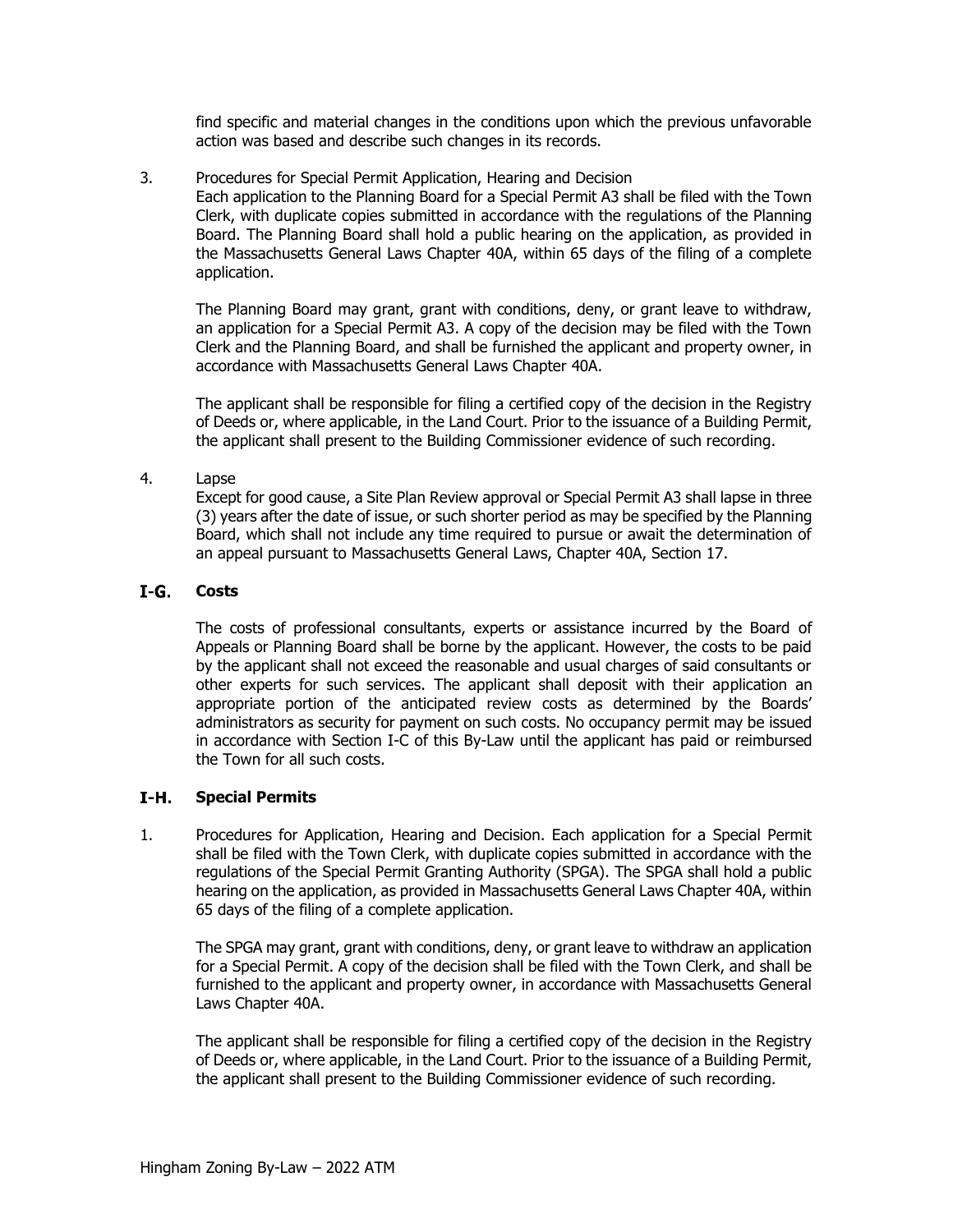find specific and material changes in the conditions upon which the previous unfavorable action was based and describe such changes in its records.

3. Procedures for Special Permit Application, Hearing and Decision

   Each application to the Planning Board for a Special Permit A3 shall be filed with the Town Clerk, with duplicate copies submitted in accordance with the regulations of the Planning Board. The Planning Board shall hold a public hearing on the application, as provided in the Massachusetts General Laws Chapter 40A, within 65 days of the filing of a complete application.

   The Planning Board may grant, grant with conditions, deny, or grant leave to withdraw, an application for a Special Permit A3. A copy of the decision may be filed with the Town Clerk and the Planning Board, and shall be furnished the applicant and property owner, in accordance with Massachusetts General Laws Chapter 40A.

   The applicant shall be responsible for filing a certified copy of the decision in the Registry of Deeds or, where applicable, in the Land Court. Prior to the issuance of a Building Permit, the applicant shall present to the Building Commissioner evidence of such recording.

4. Lapse

   Except for good cause, a Site Plan Review approval or Special Permit A3 shall lapse in three (3) years after the date of issue, or such shorter period as may be specified by the Planning Board, which shall not include any time required to pursue or await the determination of an appeal pursuant to Massachusetts General Laws, Chapter 40A, Section 17.

## I-G. Costs

The costs of professional consultants, experts or assistance incurred by the Board of Appeals or Planning Board shall be borne by the applicant. However, the costs to be paid by the applicant shall not exceed the reasonable and usual charges of said consultants or other experts for such services. The applicant shall deposit with their application an appropriate portion of the anticipated review costs as determined by the Boards' administrators as security for payment on such costs. No occupancy permit may be issued in accordance with Section I-C of this By-Law until the applicant has paid or reimbursed the Town for all such costs.

## I-H. Special Permits

1. Procedures for Application, Hearing and Decision. Each application for a Special Permit shall be filed with the Town Clerk, with duplicate copies submitted in accordance with the regulations of the Special Permit Granting Authority (SPGA). The SPGA shall hold a public hearing on the application, as provided in Massachusetts General Laws Chapter 40A, within 65 days of the filing of a complete application.

   The SPGA may grant, grant with conditions, deny, or grant leave to withdraw an application for a Special Permit. A copy of the decision shall be filed with the Town Clerk, and shall be furnished to the applicant and property owner, in accordance with Massachusetts General Laws Chapter 40A.

   The applicant shall be responsible for filing a certified copy of the decision in the Registry of Deeds or, where applicable, in the Land Court. Prior to the issuance of a Building Permit, the applicant shall present to the Building Commissioner evidence of such recording.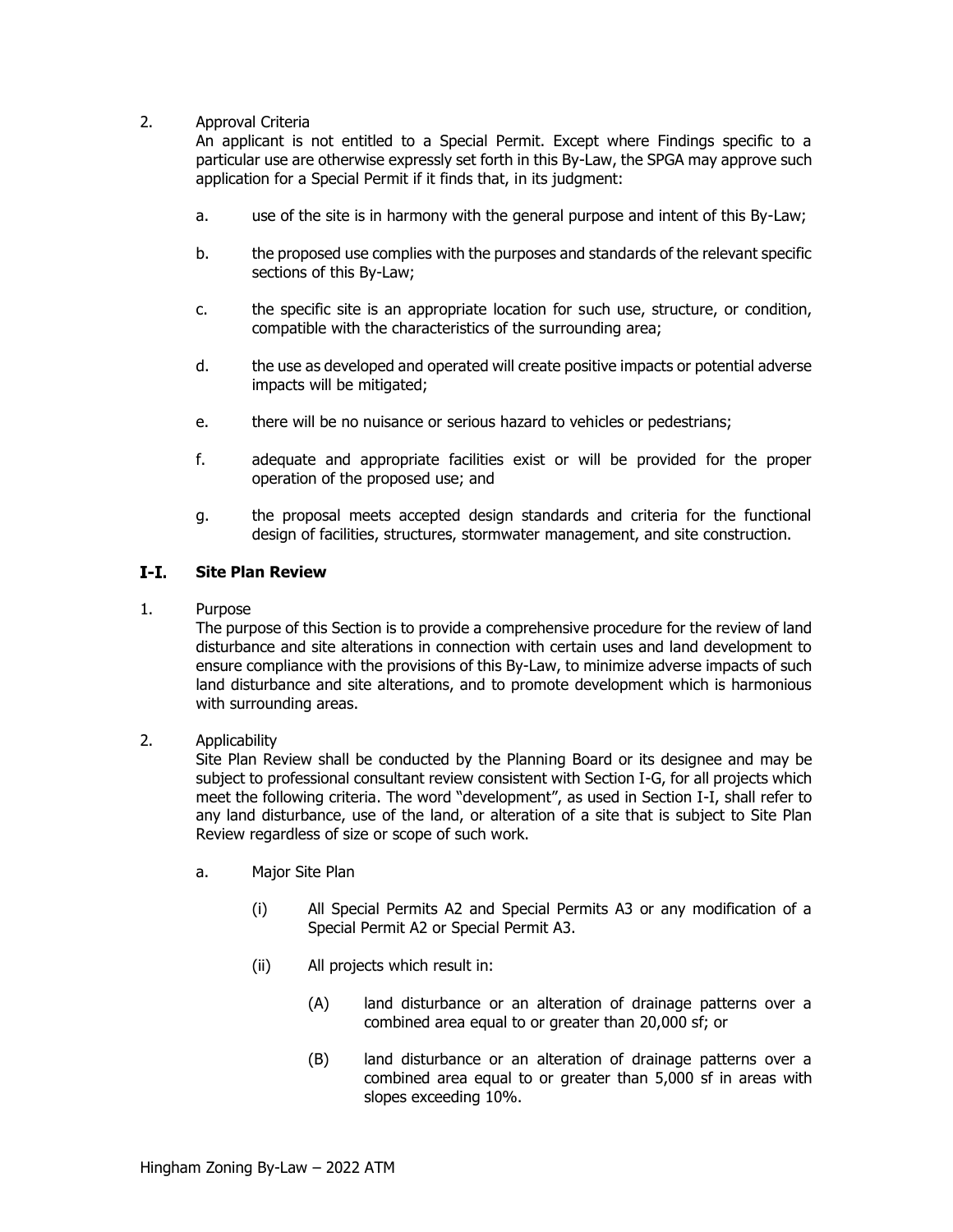2. Approval Criteria

An applicant is not entitled to a Special Permit. Except where Findings specific to a particular use are otherwise expressly set forth in this By-Law, the SPGA may approve such application for a Special Permit if it finds that, in its judgment:

a. use of the site is in harmony with the general purpose and intent of this By-Law;

b. the proposed use complies with the purposes and standards of the relevant specific sections of this By-Law;

c. the specific site is an appropriate location for such use, structure, or condition, compatible with the characteristics of the surrounding area;

d. the use as developed and operated will create positive impacts or potential adverse impacts will be mitigated;

e. there will be no nuisance or serious hazard to vehicles or pedestrians;

f. adequate and appropriate facilities exist or will be provided for the proper operation of the proposed use; and

g. the proposal meets accepted design standards and criteria for the functional design of facilities, structures, stormwater management, and site construction.

## I-I. Site Plan Review

1. Purpose

The purpose of this Section is to provide a comprehensive procedure for the review of land disturbance and site alterations in connection with certain uses and land development to ensure compliance with the provisions of this By-Law, to minimize adverse impacts of such land disturbance and site alterations, and to promote development which is harmonious with surrounding areas.

2. Applicability

Site Plan Review shall be conducted by the Planning Board or its designee and may be subject to professional consultant review consistent with Section I-G, for all projects which meet the following criteria. The word "development", as used in Section I-I, shall refer to any land disturbance, use of the land, or alteration of a site that is subject to Site Plan Review regardless of size or scope of such work.

a. Major Site Plan

(i) All Special Permits A2 and Special Permits A3 or any modification of a Special Permit A2 or Special Permit A3.

(ii) All projects which result in:

(A) land disturbance or an alteration of drainage patterns over a combined area equal to or greater than 20,000 sf; or

(B) land disturbance or an alteration of drainage patterns over a combined area equal to or greater than 5,000 sf in areas with slopes exceeding 10%.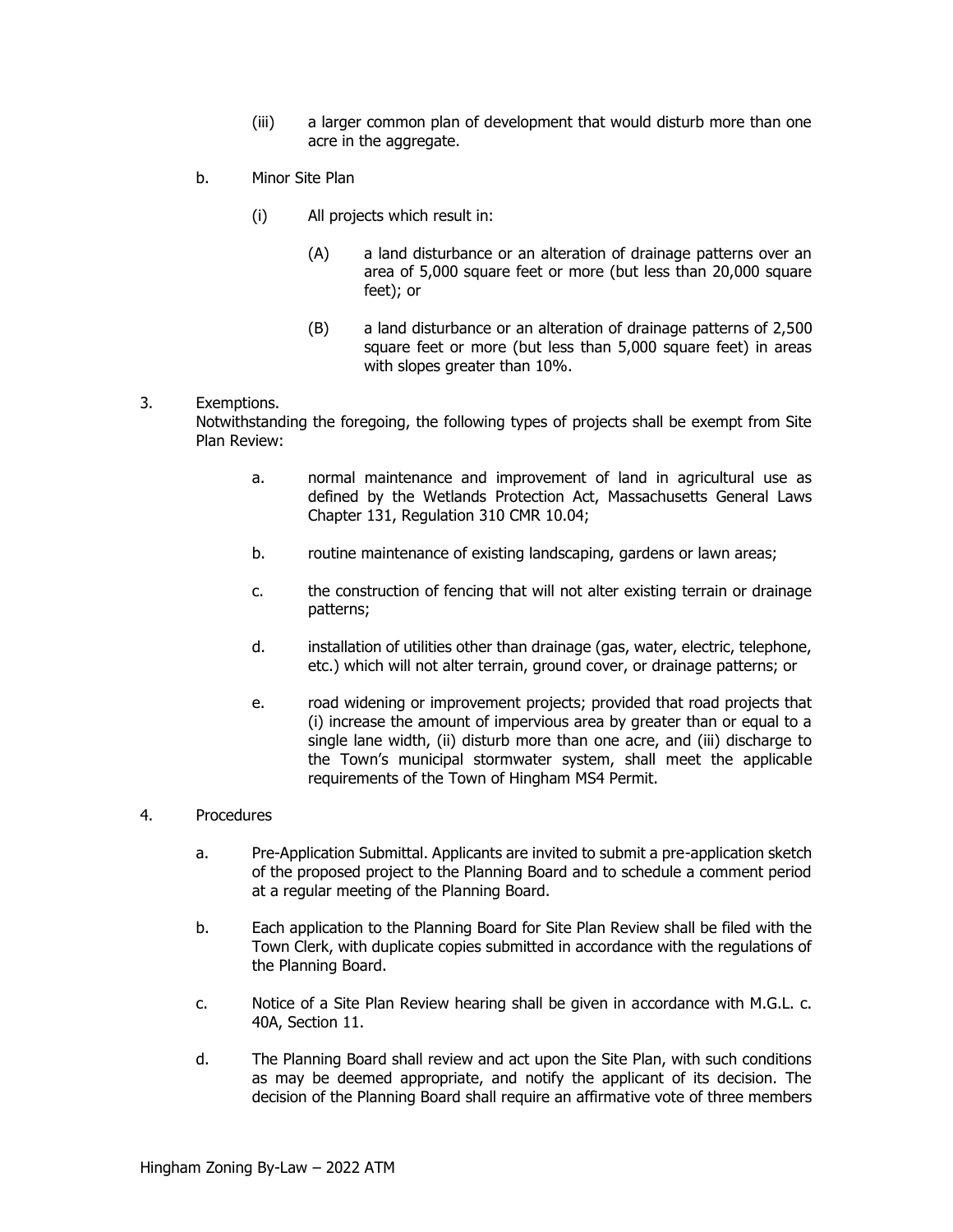(iii) a larger common plan of development that would disturb more than one acre in the aggregate.

b. Minor Site Plan

(i) All projects which result in:

(A) a land disturbance or an alteration of drainage patterns over an area of 5,000 square feet or more (but less than 20,000 square feet); or

(B) a land disturbance or an alteration of drainage patterns of 2,500 square feet or more (but less than 5,000 square feet) in areas with slopes greater than 10%.

3. Exemptions.
Notwithstanding the foregoing, the following types of projects shall be exempt from Site Plan Review:

a. normal maintenance and improvement of land in agricultural use as defined by the Wetlands Protection Act, Massachusetts General Laws Chapter 131, Regulation 310 CMR 10.04;

b. routine maintenance of existing landscaping, gardens or lawn areas;

c. the construction of fencing that will not alter existing terrain or drainage patterns;

d. installation of utilities other than drainage (gas, water, electric, telephone, etc.) which will not alter terrain, ground cover, or drainage patterns; or

e. road widening or improvement projects; provided that road projects that (i) increase the amount of impervious area by greater than or equal to a single lane width, (ii) disturb more than one acre, and (iii) discharge to the Town's municipal stormwater system, shall meet the applicable requirements of the Town of Hingham MS4 Permit.

4. Procedures

a. Pre-Application Submittal. Applicants are invited to submit a pre-application sketch of the proposed project to the Planning Board and to schedule a comment period at a regular meeting of the Planning Board.

b. Each application to the Planning Board for Site Plan Review shall be filed with the Town Clerk, with duplicate copies submitted in accordance with the regulations of the Planning Board.

c. Notice of a Site Plan Review hearing shall be given in accordance with M.G.L. c. 40A, Section 11.

d. The Planning Board shall review and act upon the Site Plan, with such conditions as may be deemed appropriate, and notify the applicant of its decision. The decision of the Planning Board shall require an affirmative vote of three members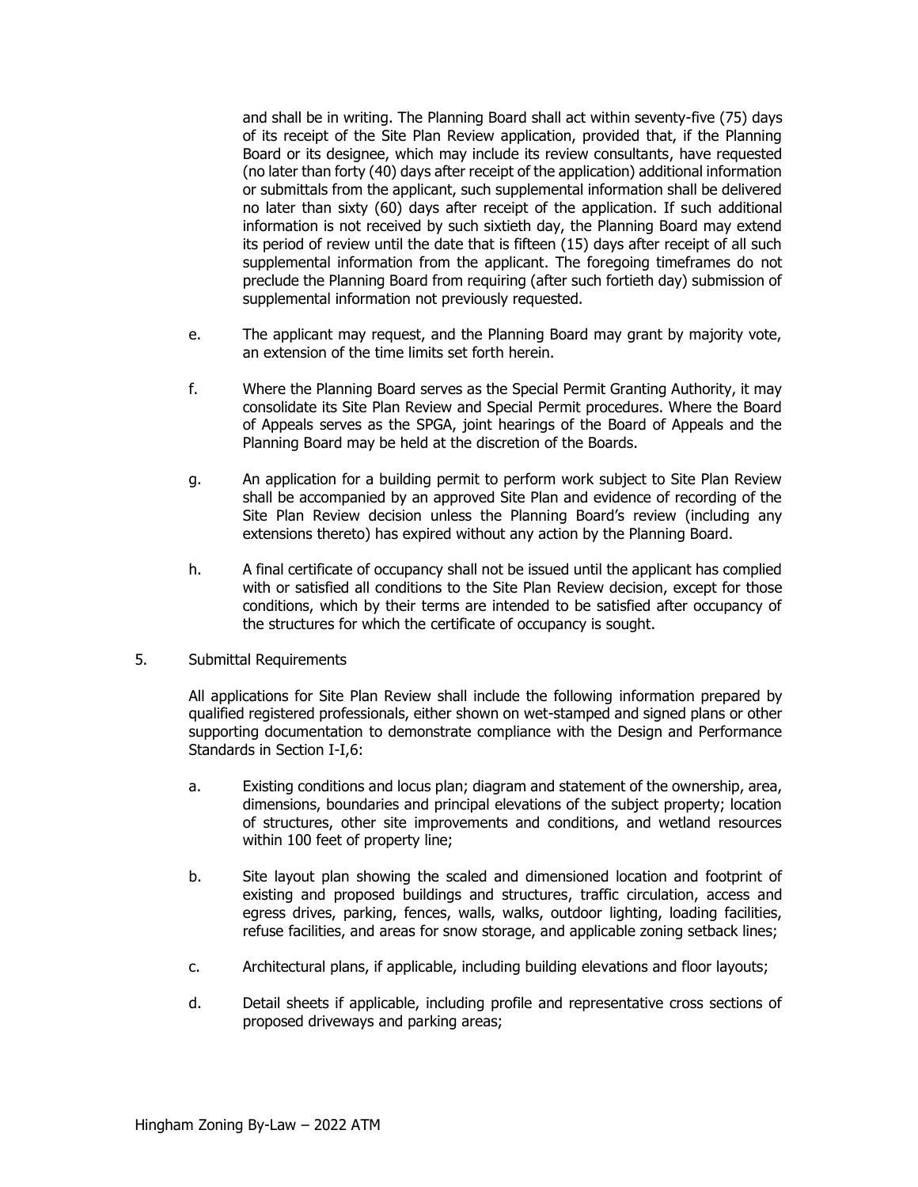and shall be in writing. The Planning Board shall act within seventy-five (75) days of its receipt of the Site Plan Review application, provided that, if the Planning Board or its designee, which may include its review consultants, have requested (no later than forty (40) days after receipt of the application) additional information or submittals from the applicant, such supplemental information shall be delivered no later than sixty (60) days after receipt of the application. If such additional information is not received by such sixtieth day, the Planning Board may extend its period of review until the date that is fifteen (15) days after receipt of all such supplemental information from the applicant. The foregoing timeframes do not preclude the Planning Board from requiring (after such fortieth day) submission of supplemental information not previously requested.

e. The applicant may request, and the Planning Board may grant by majority vote, an extension of the time limits set forth herein.

f. Where the Planning Board serves as the Special Permit Granting Authority, it may consolidate its Site Plan Review and Special Permit procedures. Where the Board of Appeals serves as the SPGA, joint hearings of the Board of Appeals and the Planning Board may be held at the discretion of the Boards.

g. An application for a building permit to perform work subject to Site Plan Review shall be accompanied by an approved Site Plan and evidence of recording of the Site Plan Review decision unless the Planning Board's review (including any extensions thereto) has expired without any action by the Planning Board.

h. A final certificate of occupancy shall not be issued until the applicant has complied with or satisfied all conditions to the Site Plan Review decision, except for those conditions, which by their terms are intended to be satisfied after occupancy of the structures for which the certificate of occupancy is sought.

5. Submittal Requirements

All applications for Site Plan Review shall include the following information prepared by qualified registered professionals, either shown on wet-stamped and signed plans or other supporting documentation to demonstrate compliance with the Design and Performance Standards in Section I-I,6:

a. Existing conditions and locus plan; diagram and statement of the ownership, area, dimensions, boundaries and principal elevations of the subject property; location of structures, other site improvements and conditions, and wetland resources within 100 feet of property line;

b. Site layout plan showing the scaled and dimensioned location and footprint of existing and proposed buildings and structures, traffic circulation, access and egress drives, parking, fences, walls, walks, outdoor lighting, loading facilities, refuse facilities, and areas for snow storage, and applicable zoning setback lines;

c. Architectural plans, if applicable, including building elevations and floor layouts;

d. Detail sheets if applicable, including profile and representative cross sections of proposed driveways and parking areas;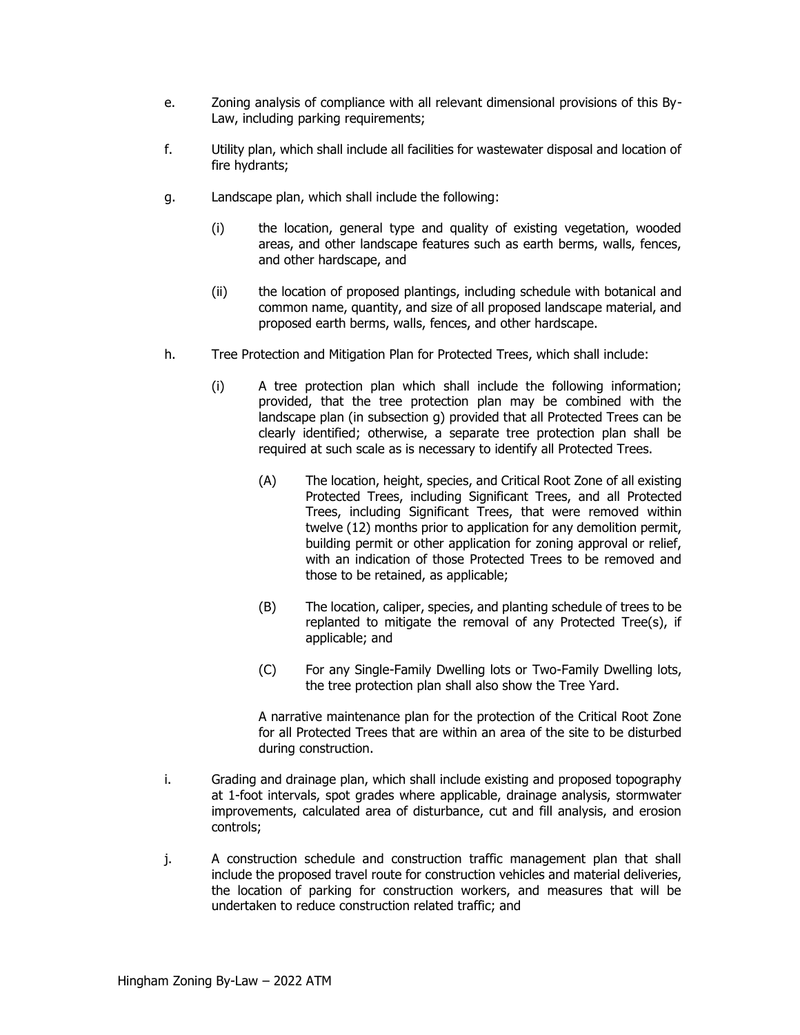e. Zoning analysis of compliance with all relevant dimensional provisions of this By-Law, including parking requirements;

f. Utility plan, which shall include all facilities for wastewater disposal and location of fire hydrants;

g. Landscape plan, which shall include the following:

   (i) the location, general type and quality of existing vegetation, wooded areas, and other landscape features such as earth berms, walls, fences, and other hardscape, and

   (ii) the location of proposed plantings, including schedule with botanical and common name, quantity, and size of all proposed landscape material, and proposed earth berms, walls, fences, and other hardscape.

h. Tree Protection and Mitigation Plan for Protected Trees, which shall include:

   (i) A tree protection plan which shall include the following information; provided, that the tree protection plan may be combined with the landscape plan (in subsection g) provided that all Protected Trees can be clearly identified; otherwise, a separate tree protection plan shall be required at such scale as is necessary to identify all Protected Trees.

      (A) The location, height, species, and Critical Root Zone of all existing Protected Trees, including Significant Trees, and all Protected Trees, including Significant Trees, that were removed within twelve (12) months prior to application for any demolition permit, building permit or other application for zoning approval or relief, with an indication of those Protected Trees to be removed and those to be retained, as applicable;

      (B) The location, caliper, species, and planting schedule of trees to be replanted to mitigate the removal of any Protected Tree(s), if applicable; and

      (C) For any Single-Family Dwelling lots or Two-Family Dwelling lots, the tree protection plan shall also show the Tree Yard.

   A narrative maintenance plan for the protection of the Critical Root Zone for all Protected Trees that are within an area of the site to be disturbed during construction.

i. Grading and drainage plan, which shall include existing and proposed topography at 1-foot intervals, spot grades where applicable, drainage analysis, stormwater improvements, calculated area of disturbance, cut and fill analysis, and erosion controls;

j. A construction schedule and construction traffic management plan that shall include the proposed travel route for construction vehicles and material deliveries, the location of parking for construction workers, and measures that will be undertaken to reduce construction related traffic; and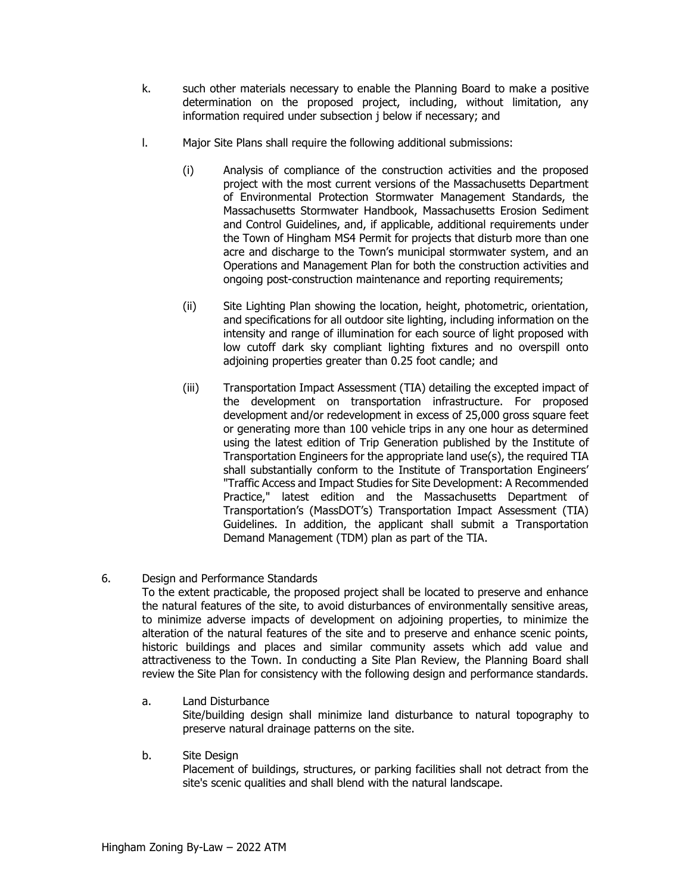k. such other materials necessary to enable the Planning Board to make a positive determination on the proposed project, including, without limitation, any information required under subsection j below if necessary; and

l. Major Site Plans shall require the following additional submissions:

   (i) Analysis of compliance of the construction activities and the proposed project with the most current versions of the Massachusetts Department of Environmental Protection Stormwater Management Standards, the Massachusetts Stormwater Handbook, Massachusetts Erosion Sediment and Control Guidelines, and, if applicable, additional requirements under the Town of Hingham MS4 Permit for projects that disturb more than one acre and discharge to the Town's municipal stormwater system, and an Operations and Management Plan for both the construction activities and ongoing post-construction maintenance and reporting requirements;

   (ii) Site Lighting Plan showing the location, height, photometric, orientation, and specifications for all outdoor site lighting, including information on the intensity and range of illumination for each source of light proposed with low cutoff dark sky compliant lighting fixtures and no overspill onto adjoining properties greater than 0.25 foot candle; and

   (iii) Transportation Impact Assessment (TIA) detailing the excepted impact of the development on transportation infrastructure. For proposed development and/or redevelopment in excess of 25,000 gross square feet or generating more than 100 vehicle trips in any one hour as determined using the latest edition of Trip Generation published by the Institute of Transportation Engineers for the appropriate land use(s), the required TIA shall substantially conform to the Institute of Transportation Engineers' "Traffic Access and Impact Studies for Site Development: A Recommended Practice," latest edition and the Massachusetts Department of Transportation's (MassDOT's) Transportation Impact Assessment (TIA) Guidelines. In addition, the applicant shall submit a Transportation Demand Management (TDM) plan as part of the TIA.

6. Design and Performance Standards

To the extent practicable, the proposed project shall be located to preserve and enhance the natural features of the site, to avoid disturbances of environmentally sensitive areas, to minimize adverse impacts of development on adjoining properties, to minimize the alteration of the natural features of the site and to preserve and enhance scenic points, historic buildings and places and similar community assets which add value and attractiveness to the Town. In conducting a Site Plan Review, the Planning Board shall review the Site Plan for consistency with the following design and performance standards.

a. Land Disturbance

Site/building design shall minimize land disturbance to natural topography to preserve natural drainage patterns on the site.

b. Site Design

Placement of buildings, structures, or parking facilities shall not detract from the site's scenic qualities and shall blend with the natural landscape.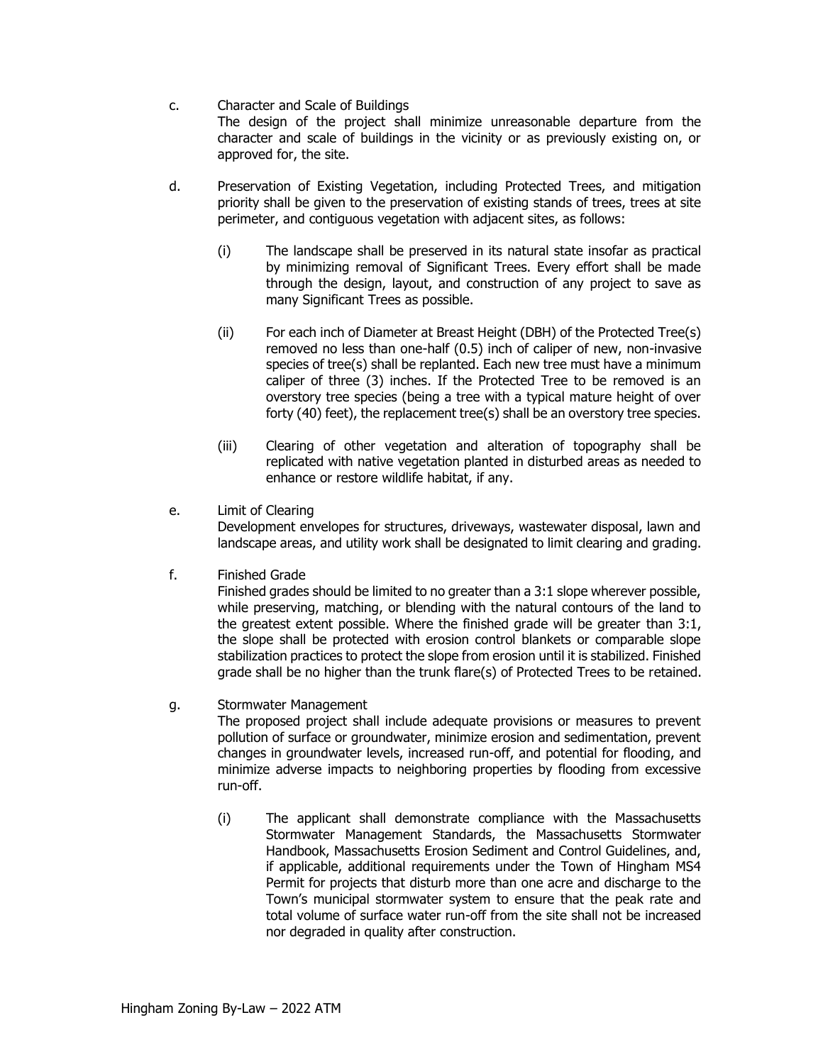c. Character and Scale of Buildings
   The design of the project shall minimize unreasonable departure from the character and scale of buildings in the vicinity or as previously existing on, or approved for, the site.

d. Preservation of Existing Vegetation, including Protected Trees, and mitigation priority shall be given to the preservation of existing stands of trees, trees at site perimeter, and contiguous vegetation with adjacent sites, as follows:

   (i) The landscape shall be preserved in its natural state insofar as practical by minimizing removal of Significant Trees. Every effort shall be made through the design, layout, and construction of any project to save as many Significant Trees as possible.

   (ii) For each inch of Diameter at Breast Height (DBH) of the Protected Tree(s) removed no less than one-half (0.5) inch of caliper of new, non-invasive species of tree(s) shall be replanted. Each new tree must have a minimum caliper of three (3) inches. If the Protected Tree to be removed is an overstory tree species (being a tree with a typical mature height of over forty (40) feet), the replacement tree(s) shall be an overstory tree species.

   (iii) Clearing of other vegetation and alteration of topography shall be replicated with native vegetation planted in disturbed areas as needed to enhance or restore wildlife habitat, if any.

e. Limit of Clearing
   Development envelopes for structures, driveways, wastewater disposal, lawn and landscape areas, and utility work shall be designated to limit clearing and grading.

f. Finished Grade
   Finished grades should be limited to no greater than a 3:1 slope wherever possible, while preserving, matching, or blending with the natural contours of the land to the greatest extent possible. Where the finished grade will be greater than 3:1, the slope shall be protected with erosion control blankets or comparable slope stabilization practices to protect the slope from erosion until it is stabilized. Finished grade shall be no higher than the trunk flare(s) of Protected Trees to be retained.

g. Stormwater Management
   The proposed project shall include adequate provisions or measures to prevent pollution of surface or groundwater, minimize erosion and sedimentation, prevent changes in groundwater levels, increased run-off, and potential for flooding, and minimize adverse impacts to neighboring properties by flooding from excessive run-off.

   (i) The applicant shall demonstrate compliance with the Massachusetts Stormwater Management Standards, the Massachusetts Stormwater Handbook, Massachusetts Erosion Sediment and Control Guidelines, and, if applicable, additional requirements under the Town of Hingham MS4 Permit for projects that disturb more than one acre and discharge to the Town's municipal stormwater system to ensure that the peak rate and total volume of surface water run-off from the site shall not be increased nor degraded in quality after construction.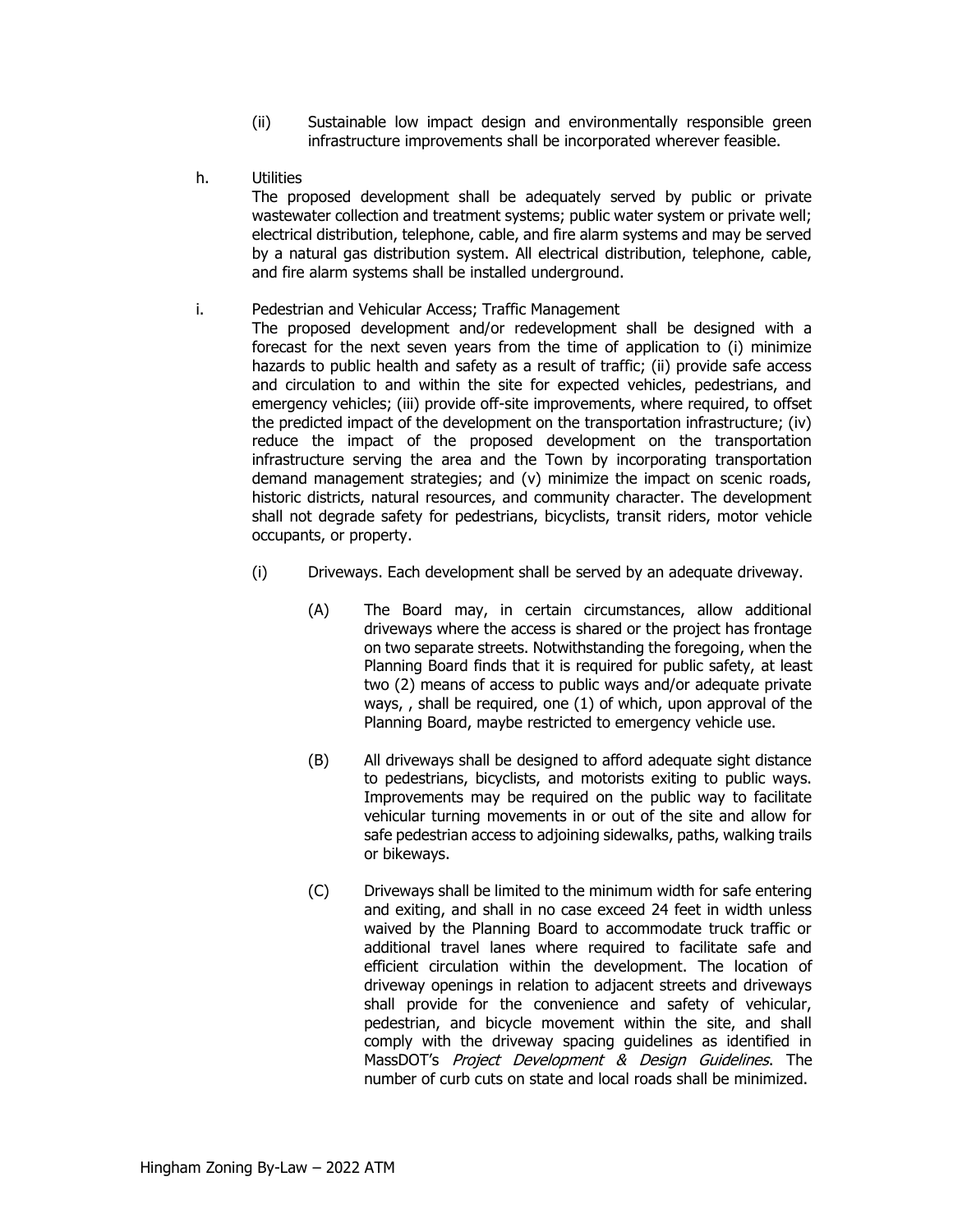(ii) Sustainable low impact design and environmentally responsible green infrastructure improvements shall be incorporated wherever feasible.

h. Utilities

The proposed development shall be adequately served by public or private wastewater collection and treatment systems; public water system or private well; electrical distribution, telephone, cable, and fire alarm systems and may be served by a natural gas distribution system. All electrical distribution, telephone, cable, and fire alarm systems shall be installed underground.

i. Pedestrian and Vehicular Access; Traffic Management

The proposed development and/or redevelopment shall be designed with a forecast for the next seven years from the time of application to (i) minimize hazards to public health and safety as a result of traffic; (ii) provide safe access and circulation to and within the site for expected vehicles, pedestrians, and emergency vehicles; (iii) provide off-site improvements, where required, to offset the predicted impact of the development on the transportation infrastructure; (iv) reduce the impact of the proposed development on the transportation infrastructure serving the area and the Town by incorporating transportation demand management strategies; and (v) minimize the impact on scenic roads, historic districts, natural resources, and community character. The development shall not degrade safety for pedestrians, bicyclists, transit riders, motor vehicle occupants, or property.

(i) Driveways. Each development shall be served by an adequate driveway.

(A) The Board may, in certain circumstances, allow additional driveways where the access is shared or the project has frontage on two separate streets. Notwithstanding the foregoing, when the Planning Board finds that it is required for public safety, at least two (2) means of access to public ways and/or adequate private ways, , shall be required, one (1) of which, upon approval of the Planning Board, maybe restricted to emergency vehicle use.

(B) All driveways shall be designed to afford adequate sight distance to pedestrians, bicyclists, and motorists exiting to public ways. Improvements may be required on the public way to facilitate vehicular turning movements in or out of the site and allow for safe pedestrian access to adjoining sidewalks, paths, walking trails or bikeways.

(C) Driveways shall be limited to the minimum width for safe entering and exiting, and shall in no case exceed 24 feet in width unless waived by the Planning Board to accommodate truck traffic or additional travel lanes where required to facilitate safe and efficient circulation within the development. The location of driveway openings in relation to adjacent streets and driveways shall provide for the convenience and safety of vehicular, pedestrian, and bicycle movement within the site, and shall comply with the driveway spacing guidelines as identified in MassDOT's *Project Development & Design Guidelines*. The number of curb cuts on state and local roads shall be minimized.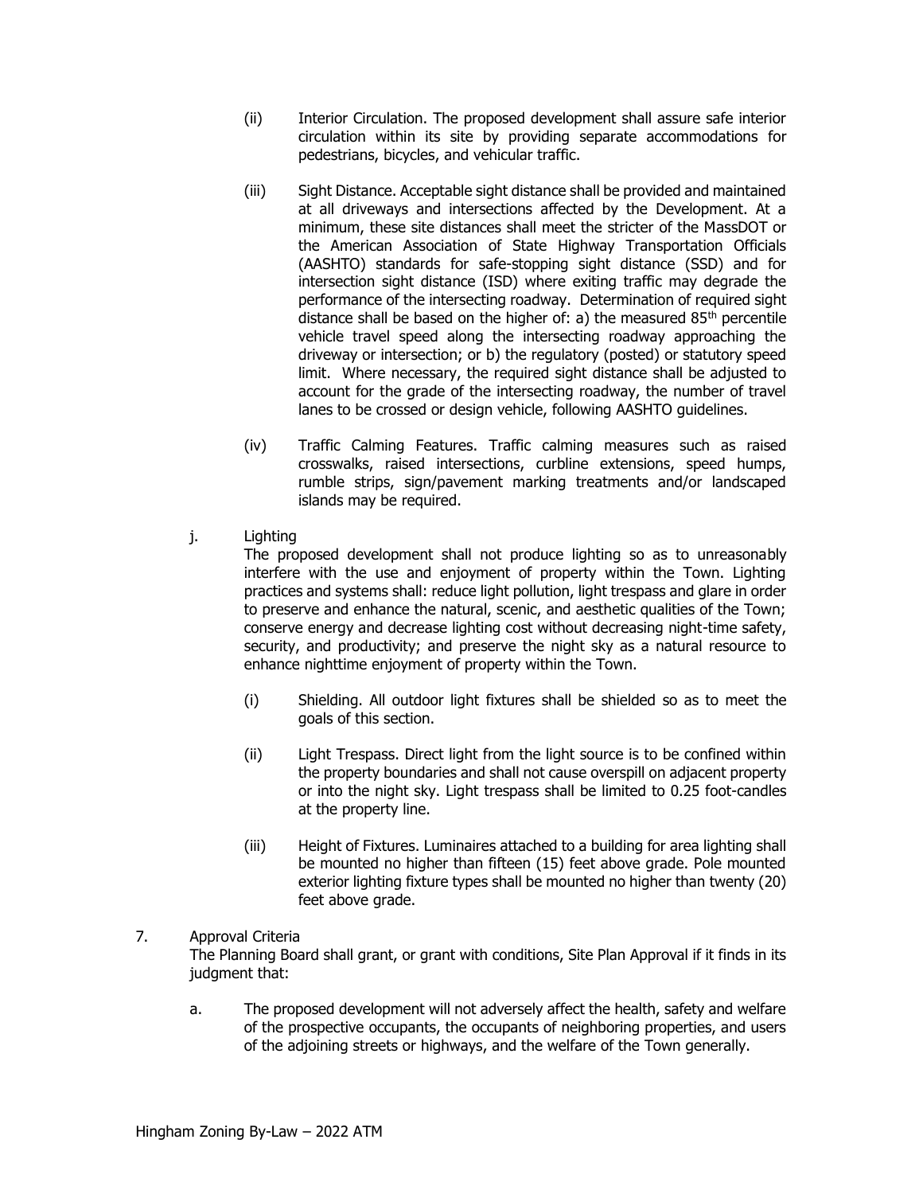(ii) Interior Circulation. The proposed development shall assure safe interior circulation within its site by providing separate accommodations for pedestrians, bicycles, and vehicular traffic.

(iii) Sight Distance. Acceptable sight distance shall be provided and maintained at all driveways and intersections affected by the Development. At a minimum, these site distances shall meet the stricter of the MassDOT or the American Association of State Highway Transportation Officials (AASHTO) standards for safe-stopping sight distance (SSD) and for intersection sight distance (ISD) where exiting traffic may degrade the performance of the intersecting roadway. Determination of required sight distance shall be based on the higher of: a) the measured 85th percentile vehicle travel speed along the intersecting roadway approaching the driveway or intersection; or b) the regulatory (posted) or statutory speed limit. Where necessary, the required sight distance shall be adjusted to account for the grade of the intersecting roadway, the number of travel lanes to be crossed or design vehicle, following AASHTO guidelines.

(iv) Traffic Calming Features. Traffic calming measures such as raised crosswalks, raised intersections, curbline extensions, speed humps, rumble strips, sign/pavement marking treatments and/or landscaped islands may be required.

j. Lighting

The proposed development shall not produce lighting so as to unreasonably interfere with the use and enjoyment of property within the Town. Lighting practices and systems shall: reduce light pollution, light trespass and glare in order to preserve and enhance the natural, scenic, and aesthetic qualities of the Town; conserve energy and decrease lighting cost without decreasing night-time safety, security, and productivity; and preserve the night sky as a natural resource to enhance nighttime enjoyment of property within the Town.

(i) Shielding. All outdoor light fixtures shall be shielded so as to meet the goals of this section.

(ii) Light Trespass. Direct light from the light source is to be confined within the property boundaries and shall not cause overspill on adjacent property or into the night sky. Light trespass shall be limited to 0.25 foot-candles at the property line.

(iii) Height of Fixtures. Luminaires attached to a building for area lighting shall be mounted no higher than fifteen (15) feet above grade. Pole mounted exterior lighting fixture types shall be mounted no higher than twenty (20) feet above grade.

7. Approval Criteria

The Planning Board shall grant, or grant with conditions, Site Plan Approval if it finds in its judgment that:

a. The proposed development will not adversely affect the health, safety and welfare of the prospective occupants, the occupants of neighboring properties, and users of the adjoining streets or highways, and the welfare of the Town generally.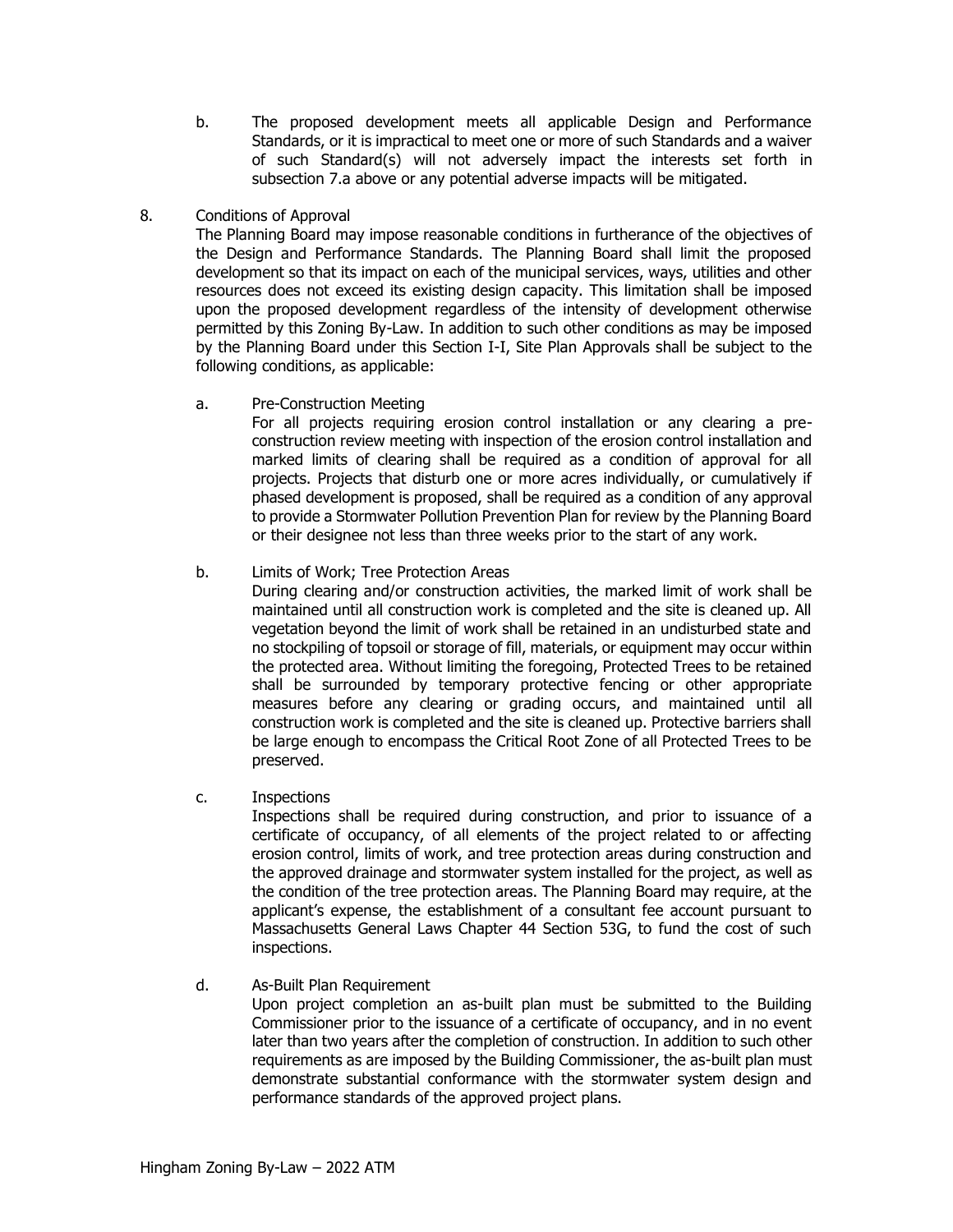b. The proposed development meets all applicable Design and Performance Standards, or it is impractical to meet one or more of such Standards and a waiver of such Standard(s) will not adversely impact the interests set forth in subsection 7.a above or any potential adverse impacts will be mitigated.

8. Conditions of Approval

The Planning Board may impose reasonable conditions in furtherance of the objectives of the Design and Performance Standards. The Planning Board shall limit the proposed development so that its impact on each of the municipal services, ways, utilities and other resources does not exceed its existing design capacity. This limitation shall be imposed upon the proposed development regardless of the intensity of development otherwise permitted by this Zoning By-Law. In addition to such other conditions as may be imposed by the Planning Board under this Section I-I, Site Plan Approvals shall be subject to the following conditions, as applicable:

a. Pre-Construction Meeting

For all projects requiring erosion control installation or any clearing a pre-construction review meeting with inspection of the erosion control installation and marked limits of clearing shall be required as a condition of approval for all projects. Projects that disturb one or more acres individually, or cumulatively if phased development is proposed, shall be required as a condition of any approval to provide a Stormwater Pollution Prevention Plan for review by the Planning Board or their designee not less than three weeks prior to the start of any work.

b. Limits of Work; Tree Protection Areas

During clearing and/or construction activities, the marked limit of work shall be maintained until all construction work is completed and the site is cleaned up. All vegetation beyond the limit of work shall be retained in an undisturbed state and no stockpiling of topsoil or storage of fill, materials, or equipment may occur within the protected area. Without limiting the foregoing, Protected Trees to be retained shall be surrounded by temporary protective fencing or other appropriate measures before any clearing or grading occurs, and maintained until all construction work is completed and the site is cleaned up. Protective barriers shall be large enough to encompass the Critical Root Zone of all Protected Trees to be preserved.

c. Inspections

Inspections shall be required during construction, and prior to issuance of a certificate of occupancy, of all elements of the project related to or affecting erosion control, limits of work, and tree protection areas during construction and the approved drainage and stormwater system installed for the project, as well as the condition of the tree protection areas. The Planning Board may require, at the applicant's expense, the establishment of a consultant fee account pursuant to Massachusetts General Laws Chapter 44 Section 53G, to fund the cost of such inspections.

d. As-Built Plan Requirement

Upon project completion an as-built plan must be submitted to the Building Commissioner prior to the issuance of a certificate of occupancy, and in no event later than two years after the completion of construction. In addition to such other requirements as are imposed by the Building Commissioner, the as-built plan must demonstrate substantial conformance with the stormwater system design and performance standards of the approved project plans.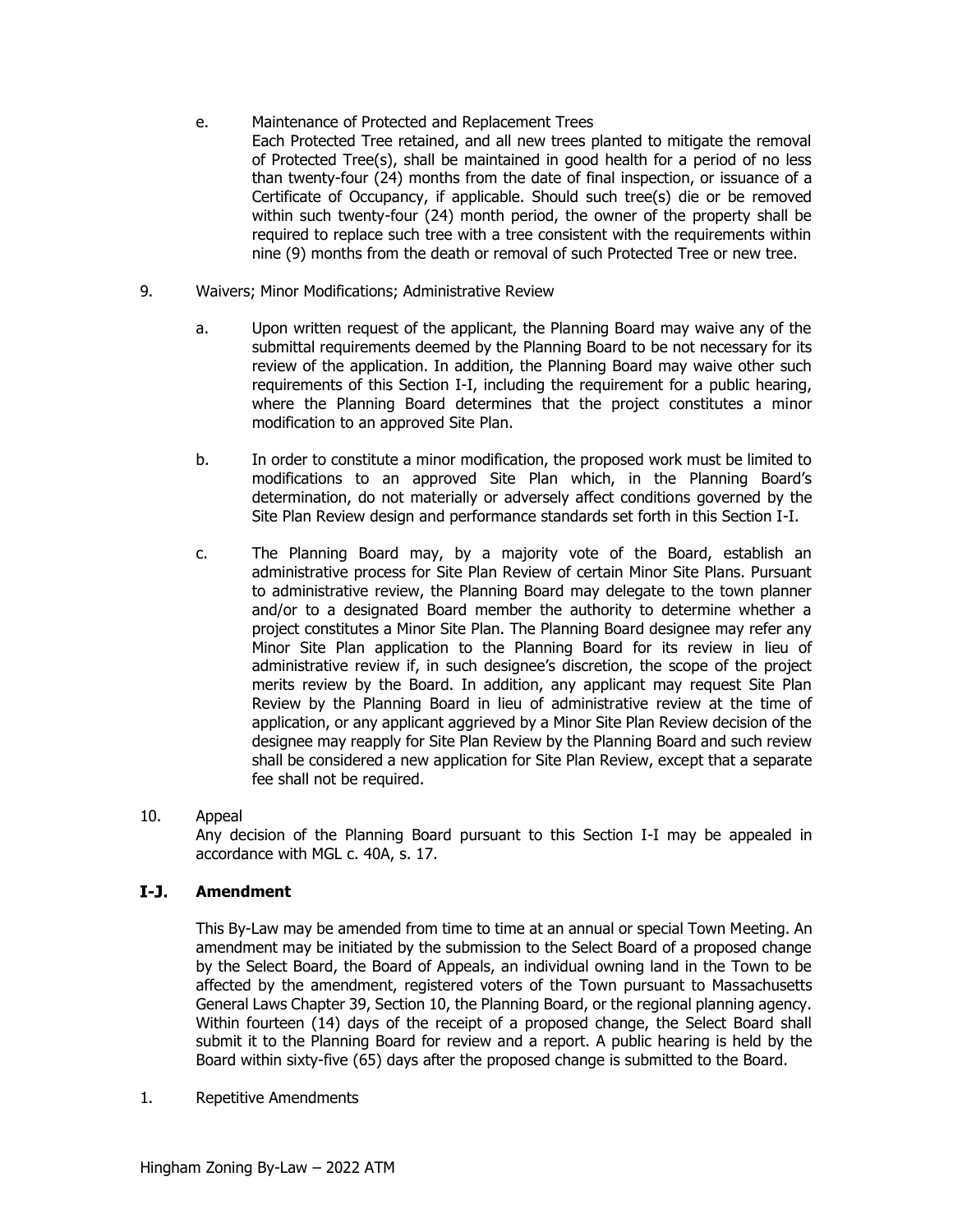e. Maintenance of Protected and Replacement Trees

Each Protected Tree retained, and all new trees planted to mitigate the removal of Protected Tree(s), shall be maintained in good health for a period of no less than twenty-four (24) months from the date of final inspection, or issuance of a Certificate of Occupancy, if applicable. Should such tree(s) die or be removed within such twenty-four (24) month period, the owner of the property shall be required to replace such tree with a tree consistent with the requirements within nine (9) months from the death or removal of such Protected Tree or new tree.

9. Waivers; Minor Modifications; Administrative Review

   a. Upon written request of the applicant, the Planning Board may waive any of the submittal requirements deemed by the Planning Board to be not necessary for its review of the application. In addition, the Planning Board may waive other such requirements of this Section I-I, including the requirement for a public hearing, where the Planning Board determines that the project constitutes a minor modification to an approved Site Plan.

   b. In order to constitute a minor modification, the proposed work must be limited to modifications to an approved Site Plan which, in the Planning Board's determination, do not materially or adversely affect conditions governed by the Site Plan Review design and performance standards set forth in this Section I-I.

   c. The Planning Board may, by a majority vote of the Board, establish an administrative process for Site Plan Review of certain Minor Site Plans. Pursuant to administrative review, the Planning Board may delegate to the town planner and/or to a designated Board member the authority to determine whether a project constitutes a Minor Site Plan. The Planning Board designee may refer any Minor Site Plan application to the Planning Board for its review in lieu of administrative review if, in such designee's discretion, the scope of the project merits review by the Board. In addition, any applicant may request Site Plan Review by the Planning Board in lieu of administrative review at the time of application, or any applicant aggrieved by a Minor Site Plan Review decision of the designee may reapply for Site Plan Review by the Planning Board and such review shall be considered a new application for Site Plan Review, except that a separate fee shall not be required.

10. Appeal

Any decision of the Planning Board pursuant to this Section I-I may be appealed in accordance with MGL c. 40A, s. 17.

## I-J. Amendment

This By-Law may be amended from time to time at an annual or special Town Meeting. An amendment may be initiated by the submission to the Select Board of a proposed change by the Select Board, the Board of Appeals, an individual owning land in the Town to be affected by the amendment, registered voters of the Town pursuant to Massachusetts General Laws Chapter 39, Section 10, the Planning Board, or the regional planning agency. Within fourteen (14) days of the receipt of a proposed change, the Select Board shall submit it to the Planning Board for review and a report. A public hearing is held by the Board within sixty-five (65) days after the proposed change is submitted to the Board.

1. Repetitive Amendments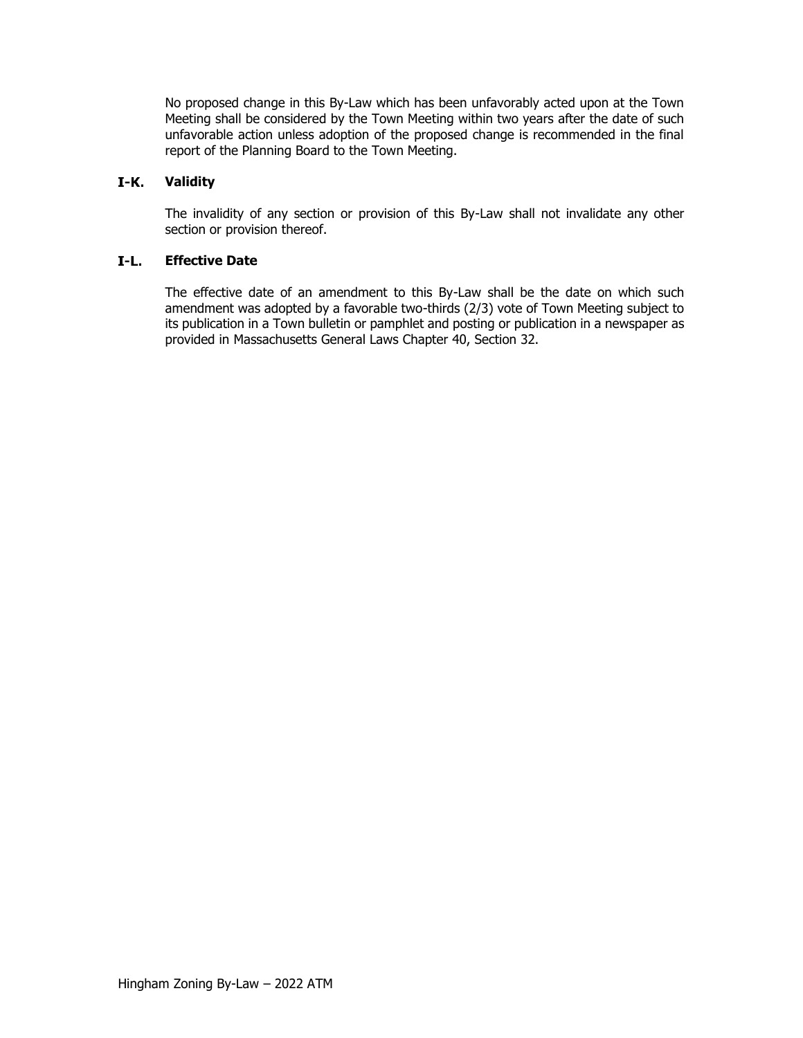No proposed change in this By-Law which has been unfavorably acted upon at the Town Meeting shall be considered by the Town Meeting within two years after the date of such unfavorable action unless adoption of the proposed change is recommended in the final report of the Planning Board to the Town Meeting.

## I-K. Validity

The invalidity of any section or provision of this By-Law shall not invalidate any other section or provision thereof.

## I-L. Effective Date

The effective date of an amendment to this By-Law shall be the date on which such amendment was adopted by a favorable two-thirds (2/3) vote of Town Meeting subject to its publication in a Town bulletin or pamphlet and posting or publication in a newspaper as provided in Massachusetts General Laws Chapter 40, Section 32.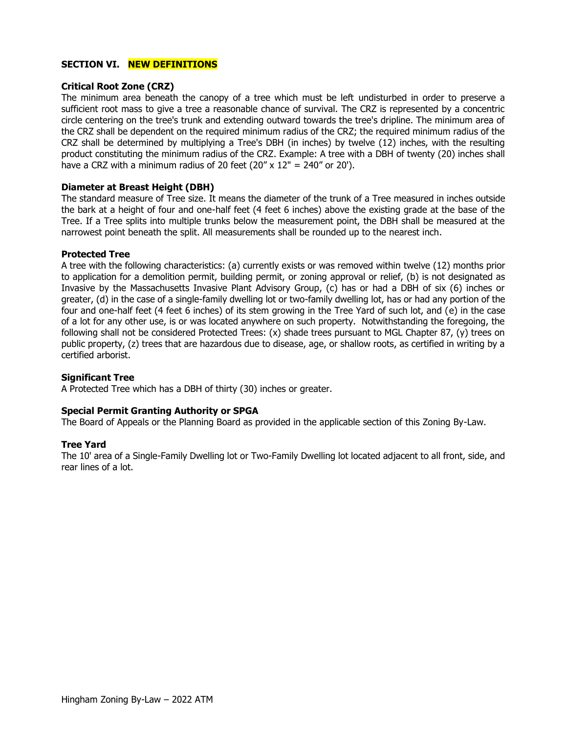## SECTION VI. NEW DEFINITIONS

**Critical Root Zone (CRZ)**

The minimum area beneath the canopy of a tree which must be left undisturbed in order to preserve a sufficient root mass to give a tree a reasonable chance of survival. The CRZ is represented by a concentric circle centering on the tree's trunk and extending outward towards the tree's dripline. The minimum area of the CRZ shall be dependent on the required minimum radius of the CRZ; the required minimum radius of the CRZ shall be determined by multiplying a Tree's DBH (in inches) by twelve (12) inches, with the resulting product constituting the minimum radius of the CRZ. Example: A tree with a DBH of twenty (20) inches shall have a CRZ with a minimum radius of 20 feet (20" x 12" = 240" or 20').

**Diameter at Breast Height (DBH)**

The standard measure of Tree size. It means the diameter of the trunk of a Tree measured in inches outside the bark at a height of four and one-half feet (4 feet 6 inches) above the existing grade at the base of the Tree. If a Tree splits into multiple trunks below the measurement point, the DBH shall be measured at the narrowest point beneath the split. All measurements shall be rounded up to the nearest inch.

**Protected Tree**

A tree with the following characteristics: (a) currently exists or was removed within twelve (12) months prior to application for a demolition permit, building permit, or zoning approval or relief, (b) is not designated as Invasive by the Massachusetts Invasive Plant Advisory Group, (c) has or had a DBH of six (6) inches or greater, (d) in the case of a single-family dwelling lot or two-family dwelling lot, has or had any portion of the four and one-half feet (4 feet 6 inches) of its stem growing in the Tree Yard of such lot, and (e) in the case of a lot for any other use, is or was located anywhere on such property. Notwithstanding the foregoing, the following shall not be considered Protected Trees: (x) shade trees pursuant to MGL Chapter 87, (y) trees on public property, (z) trees that are hazardous due to disease, age, or shallow roots, as certified in writing by a certified arborist.

**Significant Tree**

A Protected Tree which has a DBH of thirty (30) inches or greater.

**Special Permit Granting Authority or SPGA**

The Board of Appeals or the Planning Board as provided in the applicable section of this Zoning By-Law.

**Tree Yard**

The 10' area of a Single-Family Dwelling lot or Two-Family Dwelling lot located adjacent to all front, side, and rear lines of a lot.